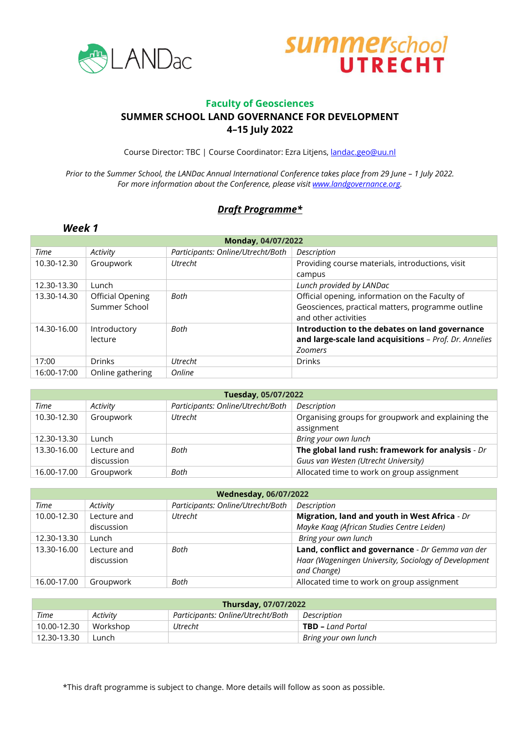LANDac

**summer**school **UTRECHT**

## Faculty of Geosciences

## SUMMER SCHOOL LAND GOVERNANCE FOR DEVELOPMENT

## 4–15 July 2022

Course Director: TBC | Course Coordinator: Ezra Litjens, landac.geo@uu.nl

*Prior to the Summer School, the LANDac Annual International Conference takes place from 29 June – 1 July 2022. For more information about the Conference, please visit www.landgovernance.org.*

### ***Draft Programme****

### *Week 1*

| **Monday, 04/07/2022** | | | |
|---|---|---|---|
| *Time* | *Activity* | *Participants: Online/Utrecht/Both* | *Description* |
| 10.30-12.30 | Groupwork | *Utrecht* | Providing course materials, introductions, visit campus |
| 12.30-13.30 | Lunch | | *Lunch provided by LANDac* |
| 13.30-14.30 | Official Opening Summer School | *Both* | Official opening, information on the Faculty of Geosciences, practical matters, programme outline and other activities |
| 14.30-16.00 | Introductory lecture | *Both* | **Introduction to the debates on land governance and large-scale land acquisitions** – *Prof. Dr. Annelies Zoomers* |
| 17:00 | Drinks | *Utrecht* | Drinks |
| 16:00-17:00 | Online gathering | *Online* | |

| **Tuesday, 05/07/2022** | | | |
|---|---|---|---|
| *Time* | *Activity* | *Participants: Online/Utrecht/Both* | *Description* |
| 10.30-12.30 | Groupwork | *Utrecht* | Organising groups for groupwork and explaining the assignment |
| 12.30-13.30 | Lunch | | *Bring your own lunch* |
| 13.30-16.00 | Lecture and discussion | *Both* | **The global land rush: framework for analysis** - *Dr Guus van Westen (Utrecht University)* |
| 16.00-17.00 | Groupwork | *Both* | Allocated time to work on group assignment |

| **Wednesday, 06/07/2022** | | | |
|---|---|---|---|
| *Time* | *Activity* | *Participants: Online/Utrecht/Both* | *Description* |
| 10.00-12.30 | Lecture and discussion | *Utrecht* | **Migration, land and youth in West Africa** - *Dr Mayke Kaag (African Studies Centre Leiden)* |
| 12.30-13.30 | Lunch | | *Bring your own lunch* |
| 13.30-16.00 | Lecture and discussion | *Both* | **Land, conflict and governance** - *Dr Gemma van der Haar (Wageningen University, Sociology of Development and Change)* |
| 16.00-17.00 | Groupwork | *Both* | Allocated time to work on group assignment |

| **Thursday, 07/07/2022** | | | |
|---|---|---|---|
| *Time* | *Activity* | *Participants: Online/Utrecht/Both* | *Description* |
| 10.00-12.30 | Workshop | *Utrecht* | **TBD –** *Land Portal* |
| 12.30-13.30 | Lunch | | *Bring your own lunch* |

*This draft programme is subject to change. More details will follow as soon as possible.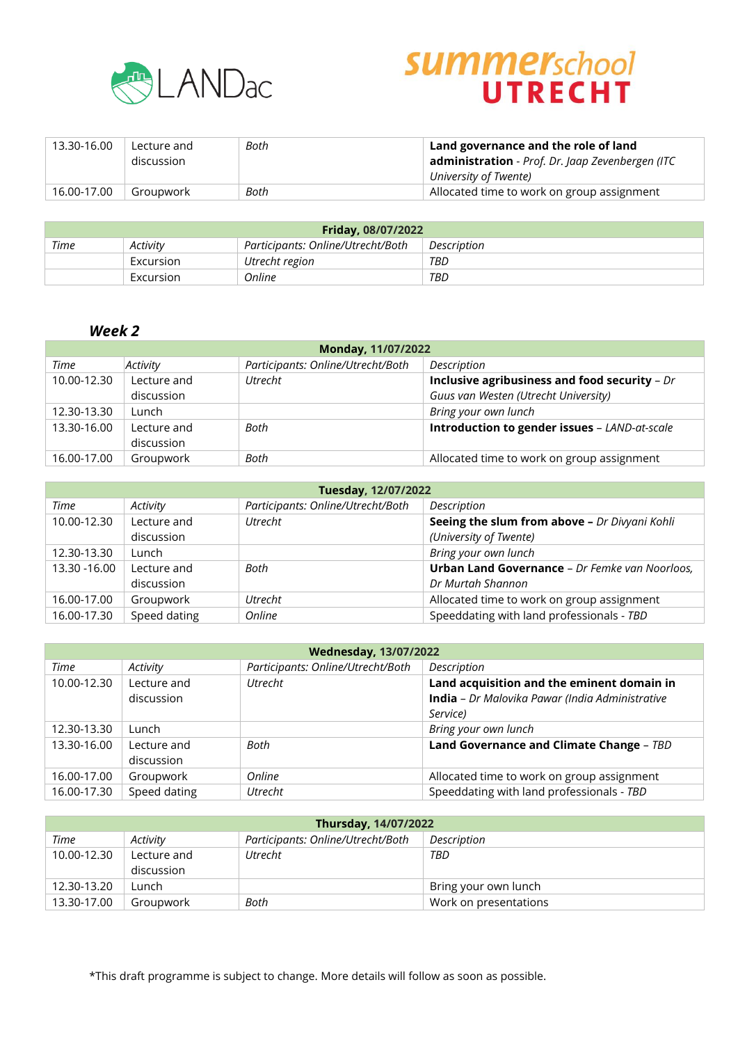| 13.30-16.00 | Lecture and discussion | *Both* | **Land governance and the role of land administration** - *Prof. Dr. Jaap Zevenbergen (ITC University of Twente)* |
|---|---|---|---|
| 16.00-17.00 | Groupwork | *Both* | Allocated time to work on group assignment |

| **Friday, 08/07/2022** | | | |
|---|---|---|---|
| *Time* | *Activity* | *Participants: Online/Utrecht/Both* | *Description* |
| | Excursion | *Utrecht region* | *TBD* |
| | Excursion | *Online* | *TBD* |

## *Week 2*

| **Monday, 11/07/2022** | | | |
|---|---|---|---|
| *Time* | *Activity* | *Participants: Online/Utrecht/Both* | *Description* |
| 10.00-12.30 | Lecture and discussion | *Utrecht* | **Inclusive agribusiness and food security** – *Dr Guus van Westen (Utrecht University)* |
| 12.30-13.30 | Lunch | | *Bring your own lunch* |
| 13.30-16.00 | Lecture and discussion | *Both* | **Introduction to gender issues** – *LAND-at-scale* |
| 16.00-17.00 | Groupwork | *Both* | Allocated time to work on group assignment |

| **Tuesday, 12/07/2022** | | | |
|---|---|---|---|
| *Time* | *Activity* | *Participants: Online/Utrecht/Both* | *Description* |
| 10.00-12.30 | Lecture and discussion | *Utrecht* | **Seeing the slum from above** – *Dr Divyani Kohli (University of Twente)* |
| 12.30-13.30 | Lunch | | *Bring your own lunch* |
| 13.30 -16.00 | Lecture and discussion | *Both* | **Urban Land Governance** – *Dr Femke van Noorloos, Dr Murtah Shannon* |
| 16.00-17.00 | Groupwork | *Utrecht* | Allocated time to work on group assignment |
| 16.00-17.30 | Speed dating | *Online* | Speeddating with land professionals - *TBD* |

| **Wednesday, 13/07/2022** | | | |
|---|---|---|---|
| *Time* | *Activity* | *Participants: Online/Utrecht/Both* | *Description* |
| 10.00-12.30 | Lecture and discussion | *Utrecht* | **Land acquisition and the eminent domain in India** – *Dr Malovika Pawar (India Administrative Service)* |
| 12.30-13.30 | Lunch | | *Bring your own lunch* |
| 13.30-16.00 | Lecture and discussion | *Both* | **Land Governance and Climate Change** – *TBD* |
| 16.00-17.00 | Groupwork | *Online* | Allocated time to work on group assignment |
| 16.00-17.30 | Speed dating | *Utrecht* | Speeddating with land professionals - *TBD* |

| **Thursday, 14/07/2022** | | | |
|---|---|---|---|
| *Time* | *Activity* | *Participants: Online/Utrecht/Both* | *Description* |
| 10.00-12.30 | Lecture and discussion | *Utrecht* | *TBD* |
| 12.30-13.20 | Lunch | | Bring your own lunch |
| 13.30-17.00 | Groupwork | *Both* | Work on presentations |

*This draft programme is subject to change. More details will follow as soon as possible.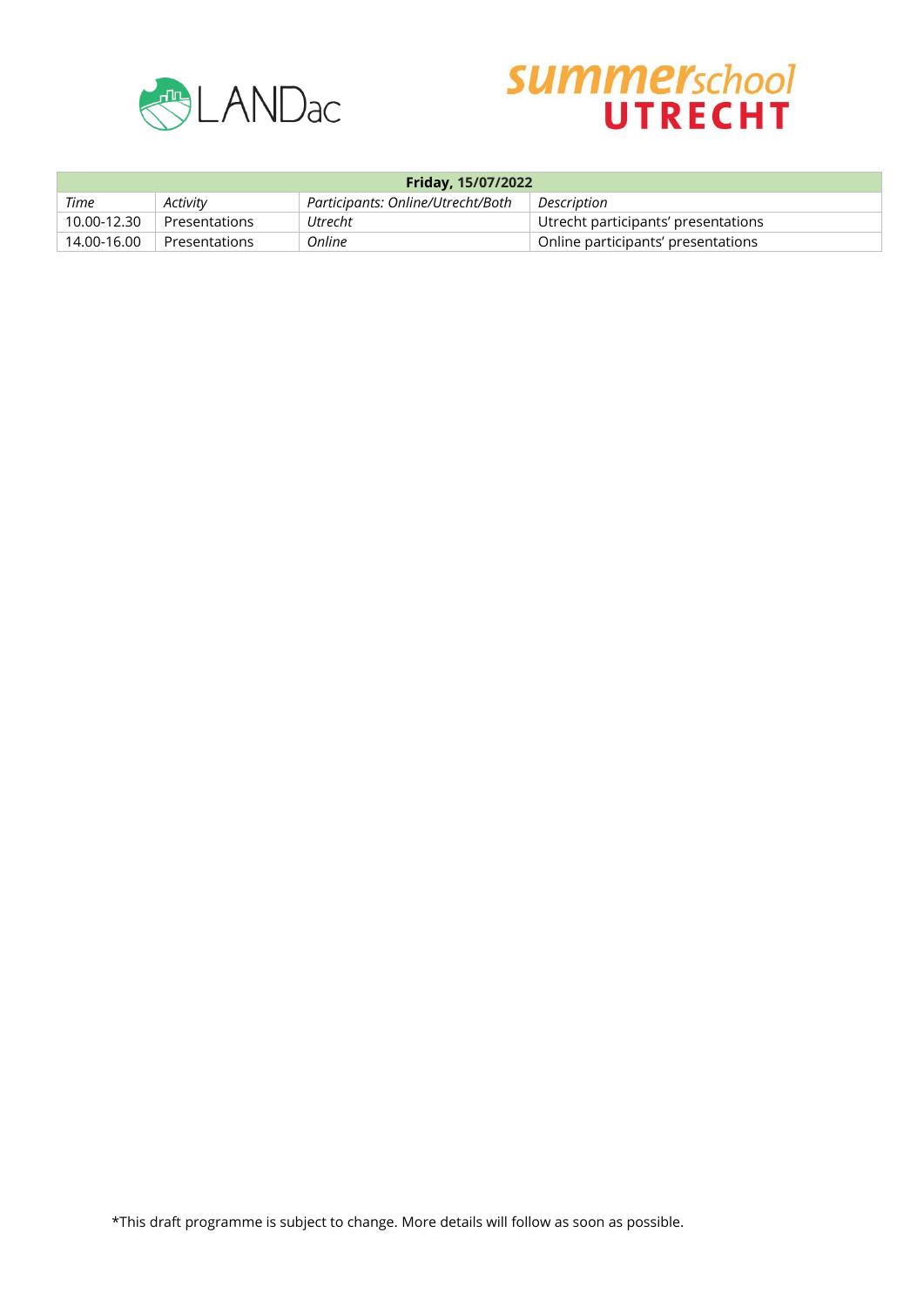| Friday, 15/07/2022 | | | |
|---|---|---|---|
| *Time* | *Activity* | *Participants: Online/Utrecht/Both* | *Description* |
| 10.00-12.30 | Presentations | *Utrecht* | Utrecht participants' presentations |
| 14.00-16.00 | Presentations | *Online* | Online participants' presentations |

*This draft programme is subject to change. More details will follow as soon as possible.